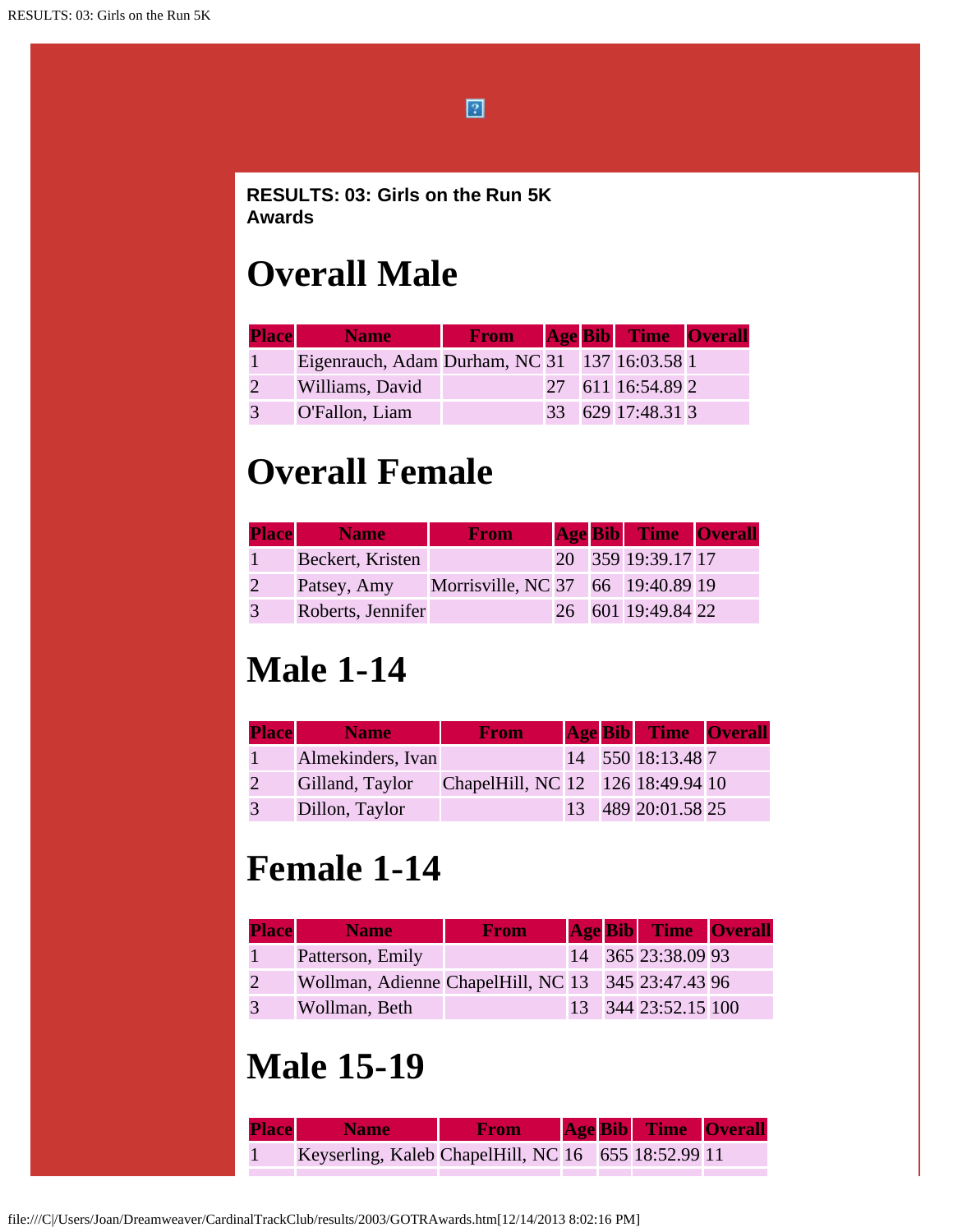**RESULTS: 03: Girls on the Run 5K Awards**

# Overall Male

| Place | Name | From | Age | Bib | Time | Overall |
|---|---|---|---|---|---|---|
| 1 | Eigenrauch, Adam | Durham, NC | 31 | 137 | 16:03.58 | 1 |
| 2 | Williams, David | | 27 | 611 | 16:54.89 | 2 |
| 3 | O'Fallon, Liam | | 33 | 629 | 17:48.31 | 3 |

# Overall Female

| Place | Name | From | Age | Bib | Time | Overall |
|---|---|---|---|---|---|---|
| 1 | Beckert, Kristen | | 20 | 359 | 19:39.17 | 17 |
| 2 | Patsey, Amy | Morrisville, NC | 37 | 66 | 19:40.89 | 19 |
| 3 | Roberts, Jennifer | | 26 | 601 | 19:49.84 | 22 |

# Male 1-14

| Place | Name | From | Age | Bib | Time | Overall |
|---|---|---|---|---|---|---|
| 1 | Almekinders, Ivan | | 14 | 550 | 18:13.48 | 7 |
| 2 | Gilland, Taylor | ChapelHill, NC | 12 | 126 | 18:49.94 | 10 |
| 3 | Dillon, Taylor | | 13 | 489 | 20:01.58 | 25 |

# Female 1-14

| Place | Name | From | Age | Bib | Time | Overall |
|---|---|---|---|---|---|---|
| 1 | Patterson, Emily | | 14 | 365 | 23:38.09 | 93 |
| 2 | Wollman, Adienne | ChapelHill, NC | 13 | 345 | 23:47.43 | 96 |
| 3 | Wollman, Beth | | 13 | 344 | 23:52.15 | 100 |

# Male 15-19

| Place | Name | From | Age | Bib | Time | Overall |
|---|---|---|---|---|---|---|
| 1 | Keyserling, Kaleb | ChapelHill, NC | 16 | 655 | 18:52.99 | 11 |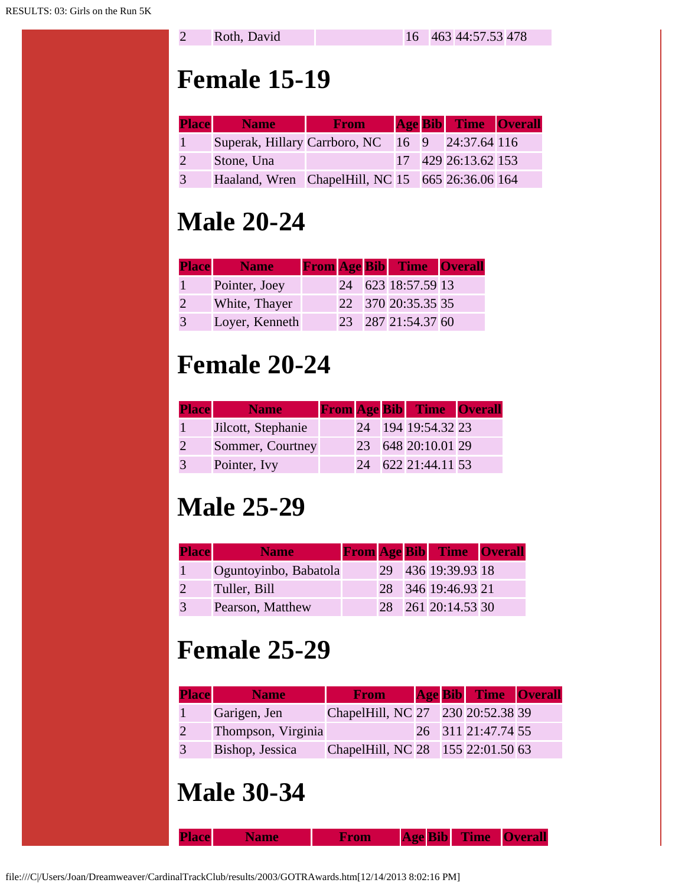| Place | Name | From | Age | Bib | Time | Overall |
|---|---|---|---|---|---|---|
| 2 | Roth, David | | 16 | 463 | 44:57.53 | 478 |

# Female 15-19

| Place | Name | From | Age | Bib | Time | Overall |
|---|---|---|---|---|---|---|
| 1 | Superak, Hillary | Carrboro, NC | 16 | 9 | 24:37.64 | 116 |
| 2 | Stone, Una | | 17 | 429 | 26:13.62 | 153 |
| 3 | Haaland, Wren | ChapelHill, NC | 15 | 665 | 26:36.06 | 164 |

# Male 20-24

| Place | Name | From | Age | Bib | Time | Overall |
|---|---|---|---|---|---|---|
| 1 | Pointer, Joey | | 24 | 623 | 18:57.59 | 13 |
| 2 | White, Thayer | | 22 | 370 | 20:35.35 | 35 |
| 3 | Loyer, Kenneth | | 23 | 287 | 21:54.37 | 60 |

# Female 20-24

| Place | Name | From | Age | Bib | Time | Overall |
|---|---|---|---|---|---|---|
| 1 | Jilcott, Stephanie | | 24 | 194 | 19:54.32 | 23 |
| 2 | Sommer, Courtney | | 23 | 648 | 20:10.01 | 29 |
| 3 | Pointer, Ivy | | 24 | 622 | 21:44.11 | 53 |

# Male 25-29

| Place | Name | From | Age | Bib | Time | Overall |
|---|---|---|---|---|---|---|
| 1 | Oguntoyinbo, Babatola | | 29 | 436 | 19:39.93 | 18 |
| 2 | Tuller, Bill | | 28 | 346 | 19:46.93 | 21 |
| 3 | Pearson, Matthew | | 28 | 261 | 20:14.53 | 30 |

# Female 25-29

| Place | Name | From | Age | Bib | Time | Overall |
|---|---|---|---|---|---|---|
| 1 | Garigen, Jen | ChapelHill, NC | 27 | 230 | 20:52.38 | 39 |
| 2 | Thompson, Virginia | | 26 | 311 | 21:47.74 | 55 |
| 3 | Bishop, Jessica | ChapelHill, NC | 28 | 155 | 22:01.50 | 63 |

# Male 30-34

| Place | Name | From | Age | Bib | Time | Overall |
|---|---|---|---|---|---|---|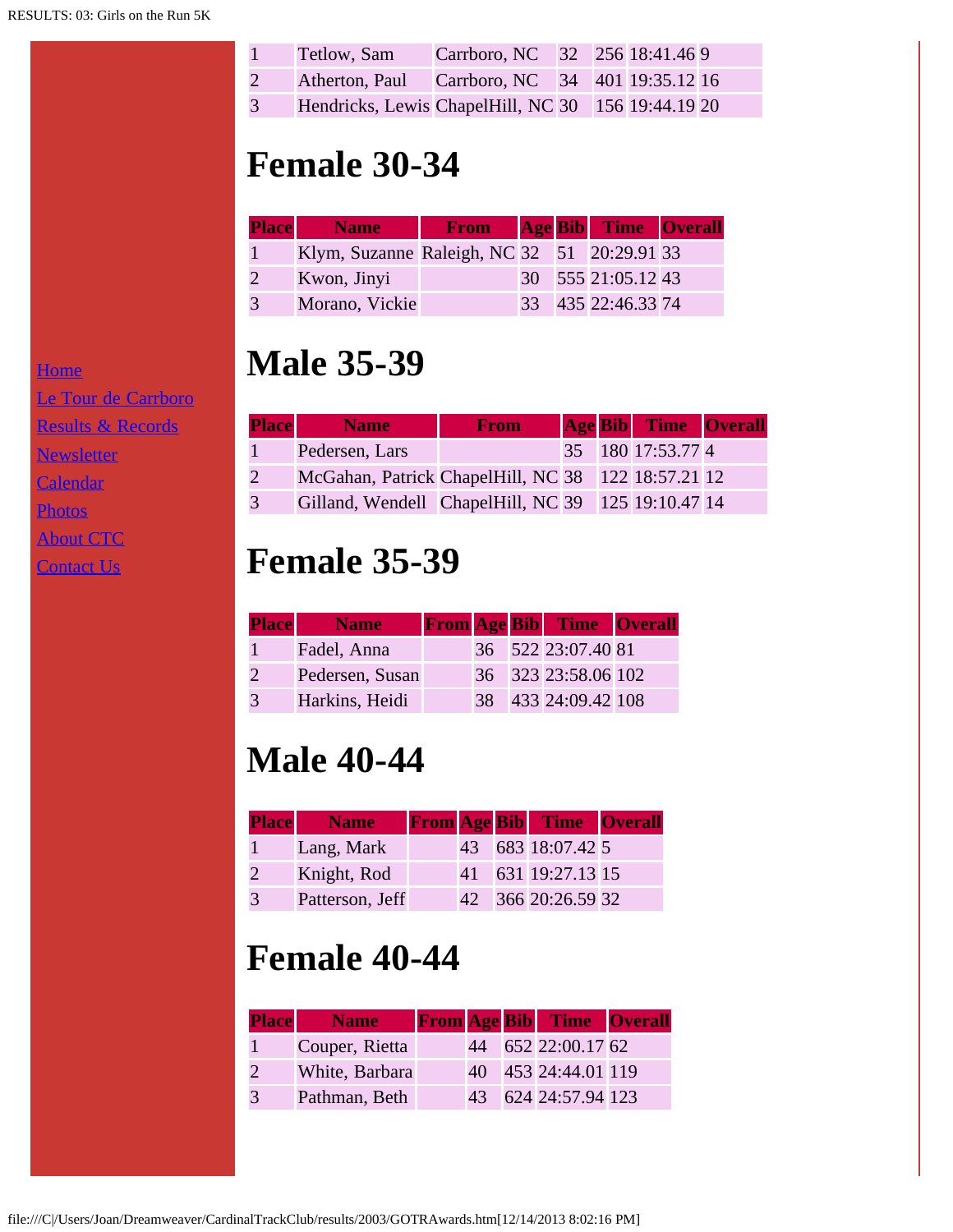| 1 | Tetlow, Sam | Carrboro, NC | 32 | 256 | 18:41.46 | 9 |
|---|---|---|---|---|---|---|
| 2 | Atherton, Paul | Carrboro, NC | 34 | 401 | 19:35.12 | 16 |
| 3 | Hendricks, Lewis | ChapelHill, NC | 30 | 156 | 19:44.19 | 20 |

# Female 30-34

| Place | Name | From | Age | Bib | Time | Overall |
|---|---|---|---|---|---|---|
| 1 | Klym, Suzanne | Raleigh, NC | 32 | 51 | 20:29.91 | 33 |
| 2 | Kwon, Jinyi | | 30 | 555 | 21:05.12 | 43 |
| 3 | Morano, Vickie | | 33 | 435 | 22:46.33 | 74 |

# Male 35-39

| Place | Name | From | Age | Bib | Time | Overall |
|---|---|---|---|---|---|---|
| 1 | Pedersen, Lars | | 35 | 180 | 17:53.77 | 4 |
| 2 | McGahan, Patrick | ChapelHill, NC | 38 | 122 | 18:57.21 | 12 |
| 3 | Gilland, Wendell | ChapelHill, NC | 39 | 125 | 19:10.47 | 14 |

# Female 35-39

| Place | Name | From | Age | Bib | Time | Overall |
|---|---|---|---|---|---|---|
| 1 | Fadel, Anna | | 36 | 522 | 23:07.40 | 81 |
| 2 | Pedersen, Susan | | 36 | 323 | 23:58.06 | 102 |
| 3 | Harkins, Heidi | | 38 | 433 | 24:09.42 | 108 |

# Male 40-44

| Place | Name | From | Age | Bib | Time | Overall |
|---|---|---|---|---|---|---|
| 1 | Lang, Mark | | 43 | 683 | 18:07.42 | 5 |
| 2 | Knight, Rod | | 41 | 631 | 19:27.13 | 15 |
| 3 | Patterson, Jeff | | 42 | 366 | 20:26.59 | 32 |

# Female 40-44

| Place | Name | From | Age | Bib | Time | Overall |
|---|---|---|---|---|---|---|
| 1 | Couper, Rietta | | 44 | 652 | 22:00.17 | 62 |
| 2 | White, Barbara | | 40 | 453 | 24:44.01 | 119 |
| 3 | Pathman, Beth | | 43 | 624 | 24:57.94 | 123 |

Home
Le Tour de Carrboro
Results & Records
Newsletter
Calendar
Photos
About CTC
Contact Us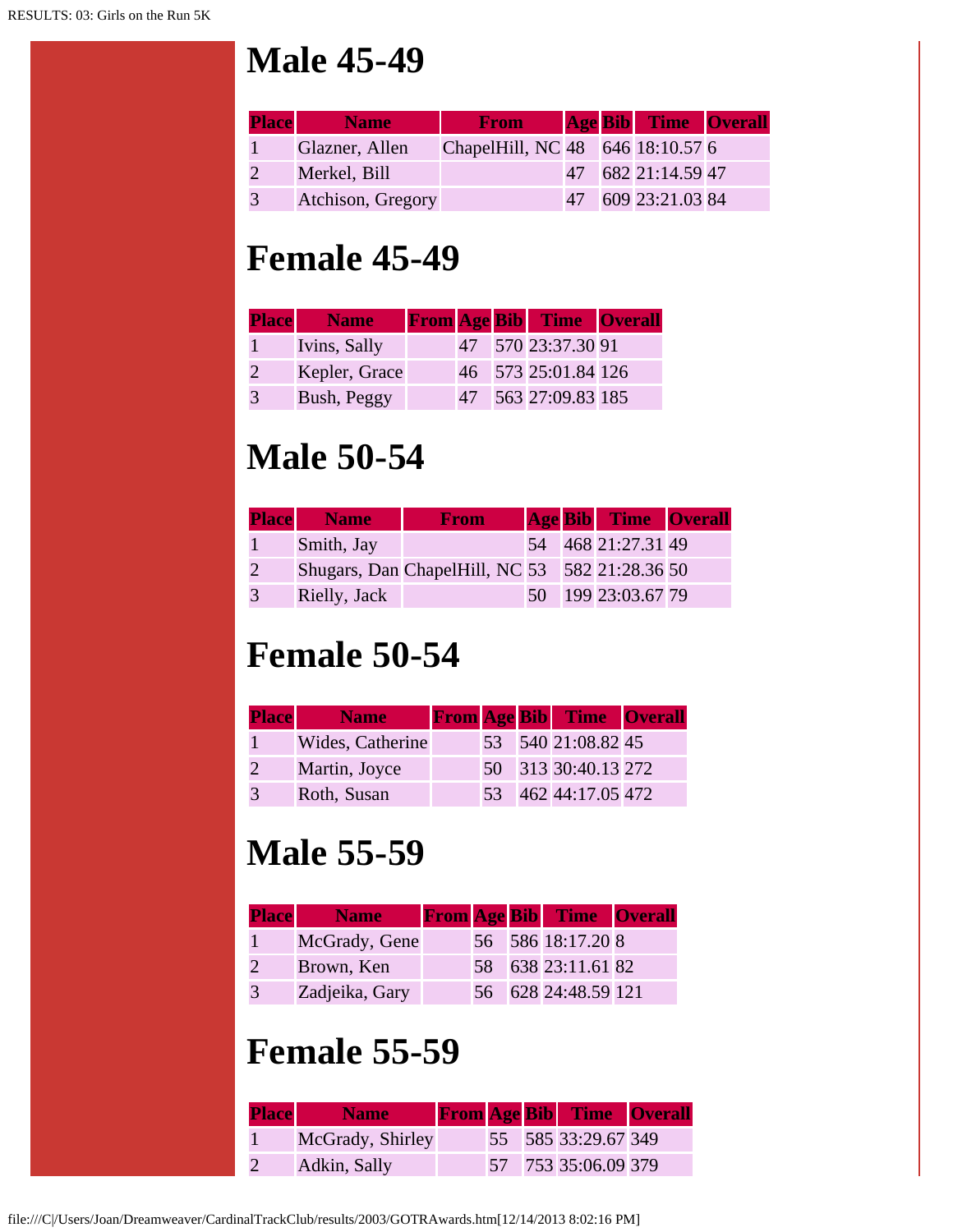# Male 45-49

| Place | Name | From | Age | Bib | Time | Overall |
|---|---|---|---|---|---|---|
| 1 | Glazner, Allen | ChapelHill, NC | 48 | 646 | 18:10.57 | 6 |
| 2 | Merkel, Bill | | 47 | 682 | 21:14.59 | 47 |
| 3 | Atchison, Gregory | | 47 | 609 | 23:21.03 | 84 |

# Female 45-49

| Place | Name | From | Age | Bib | Time | Overall |
|---|---|---|---|---|---|---|
| 1 | Ivins, Sally | | 47 | 570 | 23:37.30 | 91 |
| 2 | Kepler, Grace | | 46 | 573 | 25:01.84 | 126 |
| 3 | Bush, Peggy | | 47 | 563 | 27:09.83 | 185 |

# Male 50-54

| Place | Name | From | Age | Bib | Time | Overall |
|---|---|---|---|---|---|---|
| 1 | Smith, Jay | | 54 | 468 | 21:27.31 | 49 |
| 2 | Shugars, Dan | ChapelHill, NC | 53 | 582 | 21:28.36 | 50 |
| 3 | Rielly, Jack | | 50 | 199 | 23:03.67 | 79 |

# Female 50-54

| Place | Name | From | Age | Bib | Time | Overall |
|---|---|---|---|---|---|---|
| 1 | Wides, Catherine | | 53 | 540 | 21:08.82 | 45 |
| 2 | Martin, Joyce | | 50 | 313 | 30:40.13 | 272 |
| 3 | Roth, Susan | | 53 | 462 | 44:17.05 | 472 |

# Male 55-59

| Place | Name | From | Age | Bib | Time | Overall |
|---|---|---|---|---|---|---|
| 1 | McGrady, Gene | | 56 | 586 | 18:17.20 | 8 |
| 2 | Brown, Ken | | 58 | 638 | 23:11.61 | 82 |
| 3 | Zadjeika, Gary | | 56 | 628 | 24:48.59 | 121 |

# Female 55-59

| Place | Name | From | Age | Bib | Time | Overall |
|---|---|---|---|---|---|---|
| 1 | McGrady, Shirley | | 55 | 585 | 33:29.67 | 349 |
| 2 | Adkin, Sally | | 57 | 753 | 35:06.09 | 379 |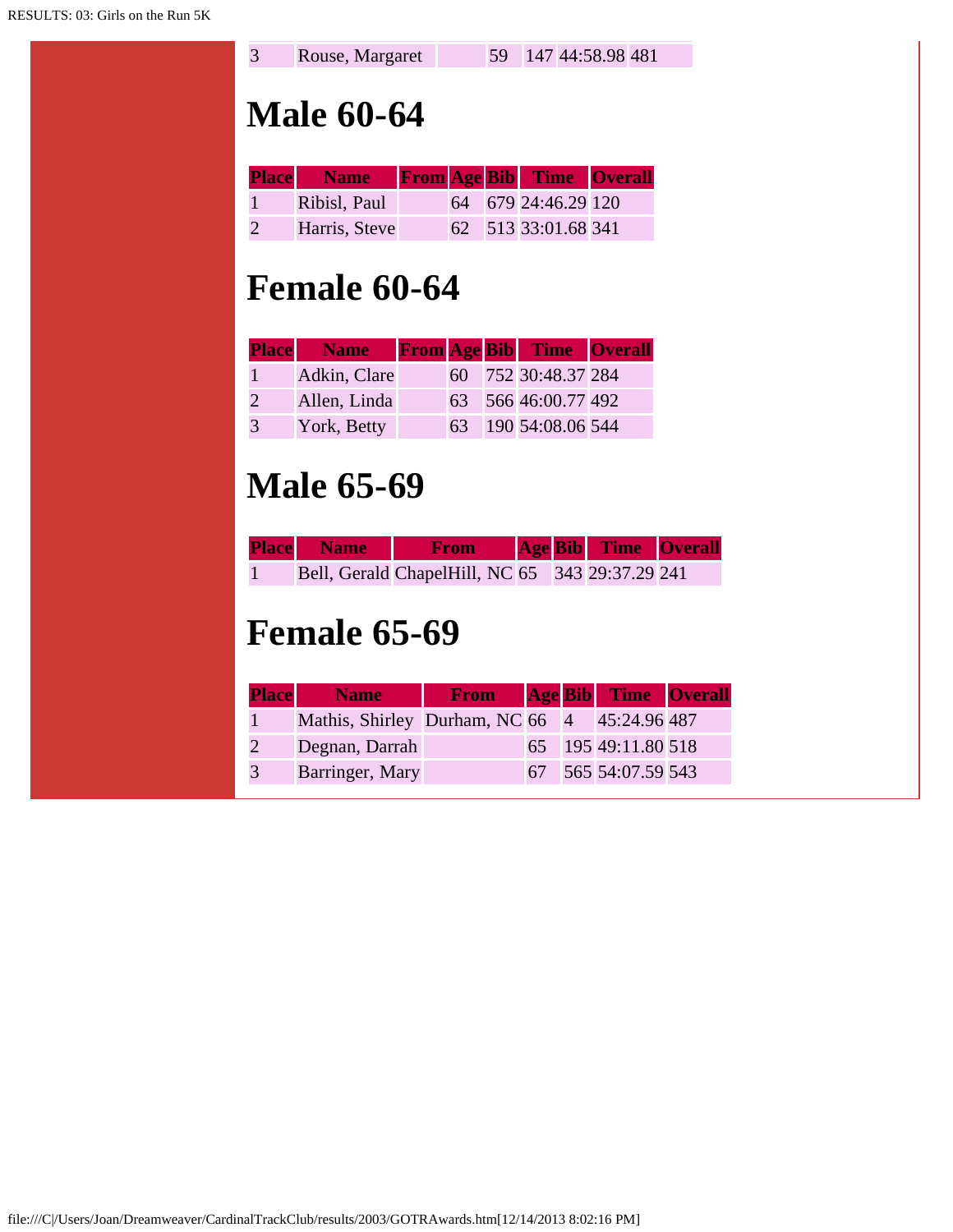| | | | | | | |
|---|---|---|---|---|---|---|
| 3 | Rouse, Margaret | | 59 | 147 | 44:58.98 | 481 |

# Male 60-64

| Place | Name | From | Age | Bib | Time | Overall |
|---|---|---|---|---|---|---|
| 1 | Ribisl, Paul | | 64 | 679 | 24:46.29 | 120 |
| 2 | Harris, Steve | | 62 | 513 | 33:01.68 | 341 |

# Female 60-64

| Place | Name | From | Age | Bib | Time | Overall |
|---|---|---|---|---|---|---|
| 1 | Adkin, Clare | | 60 | 752 | 30:48.37 | 284 |
| 2 | Allen, Linda | | 63 | 566 | 46:00.77 | 492 |
| 3 | York, Betty | | 63 | 190 | 54:08.06 | 544 |

# Male 65-69

| Place | Name | From | Age | Bib | Time | Overall |
|---|---|---|---|---|---|---|
| 1 | Bell, Gerald | ChapelHill, NC | 65 | 343 | 29:37.29 | 241 |

# Female 65-69

| Place | Name | From | Age | Bib | Time | Overall |
|---|---|---|---|---|---|---|
| 1 | Mathis, Shirley | Durham, NC | 66 | 4 | 45:24.96 | 487 |
| 2 | Degnan, Darrah | | 65 | 195 | 49:11.80 | 518 |
| 3 | Barringer, Mary | | 67 | 565 | 54:07.59 | 543 |